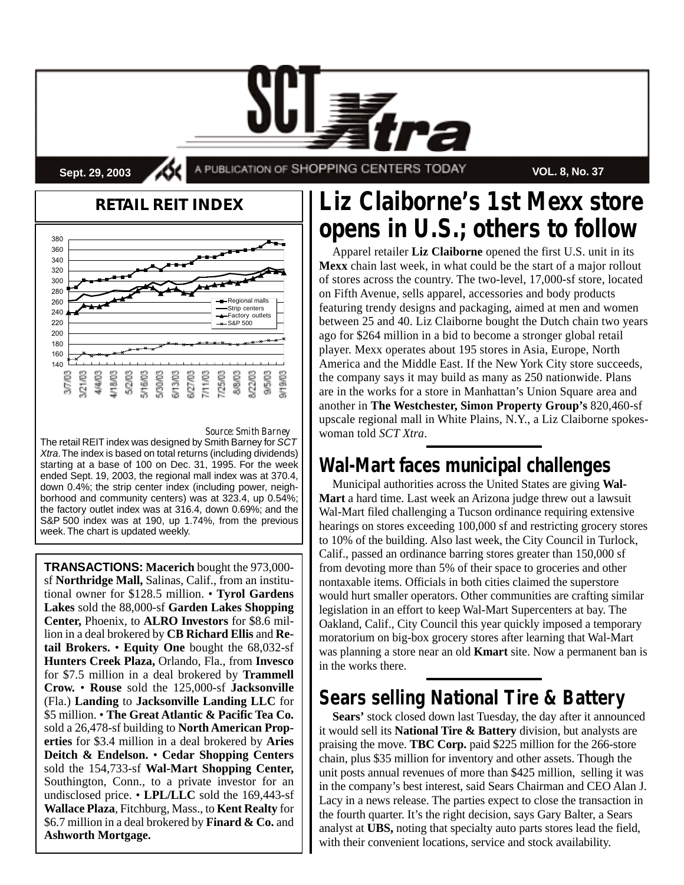# SCT Xtra

Sept. 29, 2003 — A PUBLICATION OF SHOPPING CENTERS TODAY — VOL. 8, No. 37

## RETAIL REIT INDEX

*Source: Smith Barney*

The retail REIT index was designed by Smith Barney for *SCT Xtra*. The index is based on total returns (including dividends) starting at a base of 100 on Dec. 31, 1995. For the week ended Sept. 19, 2003, the regional mall index was at 370.4, down 0.4%; the strip center index (including power, neighborhood and community centers) was at 323.4, up 0.54%; the factory outlet index was at 316.4, down 0.69%; and the S&P 500 index was at 190, up 1.74%, from the previous week. The chart is updated weekly.

**TRANSACTIONS:** **Macerich** bought the 973,000-sf **Northridge Mall,** Salinas, Calif., from an institutional owner for $128.5 million. • **Tyrol Gardens Lakes** sold the 88,000-sf **Garden Lakes Shopping Center,** Phoenix, to **ALRO Investors** for $8.6 million in a deal brokered by **CB Richard Ellis** and **Retail Brokers.** • **Equity One** bought the 68,032-sf **Hunters Creek Plaza,** Orlando, Fla., from **Invesco** for $7.5 million in a deal brokered by **Trammell Crow.** • **Rouse** sold the 125,000-sf **Jacksonville** (Fla.) **Landing** to **Jacksonville Landing LLC** for $5 million. • **The Great Atlantic & Pacific Tea Co.** sold a 26,478-sf building to **North American Properties** for $3.4 million in a deal brokered by **Aries Deitch & Endelson.** • **Cedar Shopping Centers** sold the 154,733-sf **Wal-Mart Shopping Center,** Southington, Conn., to a private investor for an undisclosed price. • **LPL/LLC** sold the 169,443-sf **Wallace Plaza**, Fitchburg, Mass., to **Kent Realty** for $6.7 million in a deal brokered by **Finard & Co.** and **Ashworth Mortgage.**

## Liz Claiborne's 1st Mexx store opens in U.S.; others to follow

Apparel retailer **Liz Claiborne** opened the first U.S. unit in its **Mexx** chain last week, in what could be the start of a major rollout of stores across the country. The two-level, 17,000-sf store, located on Fifth Avenue, sells apparel, accessories and body products featuring trendy designs and packaging, aimed at men and women between 25 and 40. Liz Claiborne bought the Dutch chain two years ago for $264 million in a bid to become a stronger global retail player. Mexx operates about 195 stores in Asia, Europe, North America and the Middle East. If the New York City store succeeds, the company says it may build as many as 250 nationwide. Plans are in the works for a store in Manhattan's Union Square area and another in **The Westchester, Simon Property Group's** 820,460-sf upscale regional mall in White Plains, N.Y., a Liz Claiborne spokeswoman told *SCT Xtra*.

## Wal-Mart faces municipal challenges

Municipal authorities across the United States are giving **Wal-Mart** a hard time. Last week an Arizona judge threw out a lawsuit Wal-Mart filed challenging a Tucson ordinance requiring extensive hearings on stores exceeding 100,000 sf and restricting grocery stores to 10% of the building. Also last week, the City Council in Turlock, Calif., passed an ordinance barring stores greater than 150,000 sf from devoting more than 5% of their space to groceries and other nontaxable items. Officials in both cities claimed the superstore would hurt smaller operators. Other communities are crafting similar legislation in an effort to keep Wal-Mart Supercenters at bay. The Oakland, Calif., City Council this year quickly imposed a temporary moratorium on big-box grocery stores after learning that Wal-Mart was planning a store near an old **Kmart** site. Now a permanent ban is in the works there.

## Sears selling National Tire & Battery

**Sears'** stock closed down last Tuesday, the day after it announced it would sell its **National Tire & Battery** division, but analysts are praising the move. **TBC Corp.** paid $225 million for the 266-store chain, plus $35 million for inventory and other assets. Though the unit posts annual revenues of more than $425 million, selling it was in the company's best interest, said Sears Chairman and CEO Alan J. Lacy in a news release. The parties expect to close the transaction in the fourth quarter. It's the right decision, says Gary Balter, a Sears analyst at **UBS,** noting that specialty auto parts stores lead the field, with their convenient locations, service and stock availability.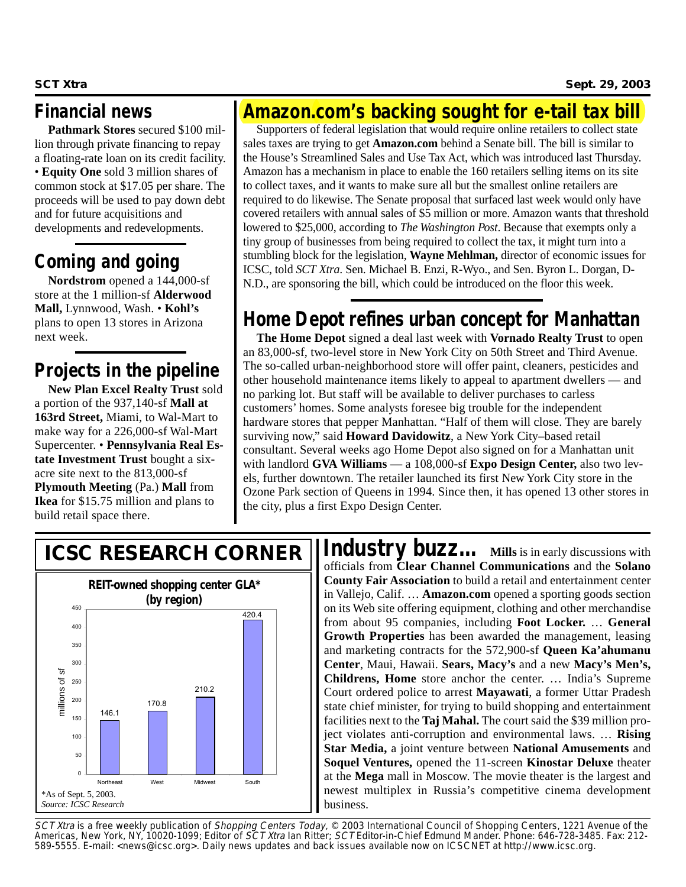## Financial news

**Pathmark Stores** secured $100 million through private financing to repay a floating-rate loan on its credit facility. • **Equity One** sold 3 million shares of common stock at $17.05 per share. The proceeds will be used to pay down debt and for future acquisitions and developments and redevelopments.

## Coming and going

**Nordstrom** opened a 144,000-sf store at the 1 million-sf **Alderwood Mall,** Lynnwood, Wash. • **Kohl's** plans to open 13 stores in Arizona next week.

## Projects in the pipeline

**New Plan Excel Realty Trust** sold a portion of the 937,140-sf **Mall at 163rd Street,** Miami, to Wal-Mart to make way for a 226,000-sf Wal-Mart Supercenter. • **Pennsylvania Real Estate Investment Trust** bought a six-acre site next to the 813,000-sf **Plymouth Meeting** (Pa.) **Mall** from **Ikea** for $15.75 million and plans to build retail space there.

## Amazon.com's backing sought for e-tail tax bill

Supporters of federal legislation that would require online retailers to collect state sales taxes are trying to get **Amazon.com** behind a Senate bill. The bill is similar to the House's Streamlined Sales and Use Tax Act, which was introduced last Thursday. Amazon has a mechanism in place to enable the 160 retailers selling items on its site to collect taxes, and it wants to make sure all but the smallest online retailers are required to do likewise. The Senate proposal that surfaced last week would only have covered retailers with annual sales of $5 million or more. Amazon wants that threshold lowered to $25,000, according to *The Washington Post*. Because that exempts only a tiny group of businesses from being required to collect the tax, it might turn into a stumbling block for the legislation, **Wayne Mehlman,** director of economic issues for ICSC, told *SCT Xtra*. Sen. Michael B. Enzi, R-Wyo., and Sen. Byron L. Dorgan, D-N.D., are sponsoring the bill, which could be introduced on the floor this week.

## Home Depot refines urban concept for Manhattan

**The Home Depot** signed a deal last week with **Vornado Realty Trust** to open an 83,000-sf, two-level store in New York City on 50th Street and Third Avenue. The so-called urban-neighborhood store will offer paint, cleaners, pesticides and other household maintenance items likely to appeal to apartment dwellers — and no parking lot. But staff will be available to deliver purchases to carless customers' homes. Some analysts foresee big trouble for the independent hardware stores that pepper Manhattan. "Half of them will close. They are barely surviving now," said **Howard Davidowitz**, a New York City–based retail consultant. Several weeks ago Home Depot also signed on for a Manhattan unit with landlord **GVA Williams** — a 108,000-sf **Expo Design Center,** also two levels, further downtown. The retailer launched its first New York City store in the Ozone Park section of Queens in 1994. Since then, it has opened 13 other stores in the city, plus a first Expo Design Center.

## ICSC RESEARCH CORNER

**REIT-owned shopping center GLA\* (by region)**

millions of sf

0, 50, 100, 150, 200, 250, 300, 350, 400, 450

Northeast 146.1
West 170.8
Midwest 210.2
South 420.4

*As of Sept. 5, 2003.
*Source: ICSC Research*

## Industry buzz...

**Mills** is in early discussions with officials from **Clear Channel Communications** and the **Solano County Fair Association** to build a retail and entertainment center in Vallejo, Calif. … **Amazon.com** opened a sporting goods section on its Web site offering equipment, clothing and other merchandise from about 95 companies, including **Foot Locker.** … **General Growth Properties** has been awarded the management, leasing and marketing contracts for the 572,900-sf **Queen Ka'ahumanu Center**, Maui, Hawaii. **Sears, Macy's** and a new **Macy's Men's, Childrens, Home** store anchor the center. … India's Supreme Court ordered police to arrest **Mayawati**, a former Uttar Pradesh state chief minister, for trying to build shopping and entertainment facilities next to the **Taj Mahal.** The court said the $39 million project violates anti-corruption and environmental laws. … **Rising Star Media,** a joint venture between **National Amusements** and **Soquel Ventures,** opened the 11-screen **Kinostar Deluxe** theater at the **Mega** mall in Moscow. The movie theater is the largest and newest multiplex in Russia's competitive cinema development business.

*SCT Xtra* is a free weekly publication of *Shopping Centers Today,* © 2003 International Council of Shopping Centers, 1221 Avenue of the Americas, New York, NY, 10020-1099; Editor of *SCT Xtra* Ian Ritter; *SCT* Editor-in-Chief Edmund Mander. Phone: 646-728-3485. Fax: 212-589-5555. E-mail: <news@icsc.org>. Daily news updates and back issues available now on ICSCNET at http://www.icsc.org.